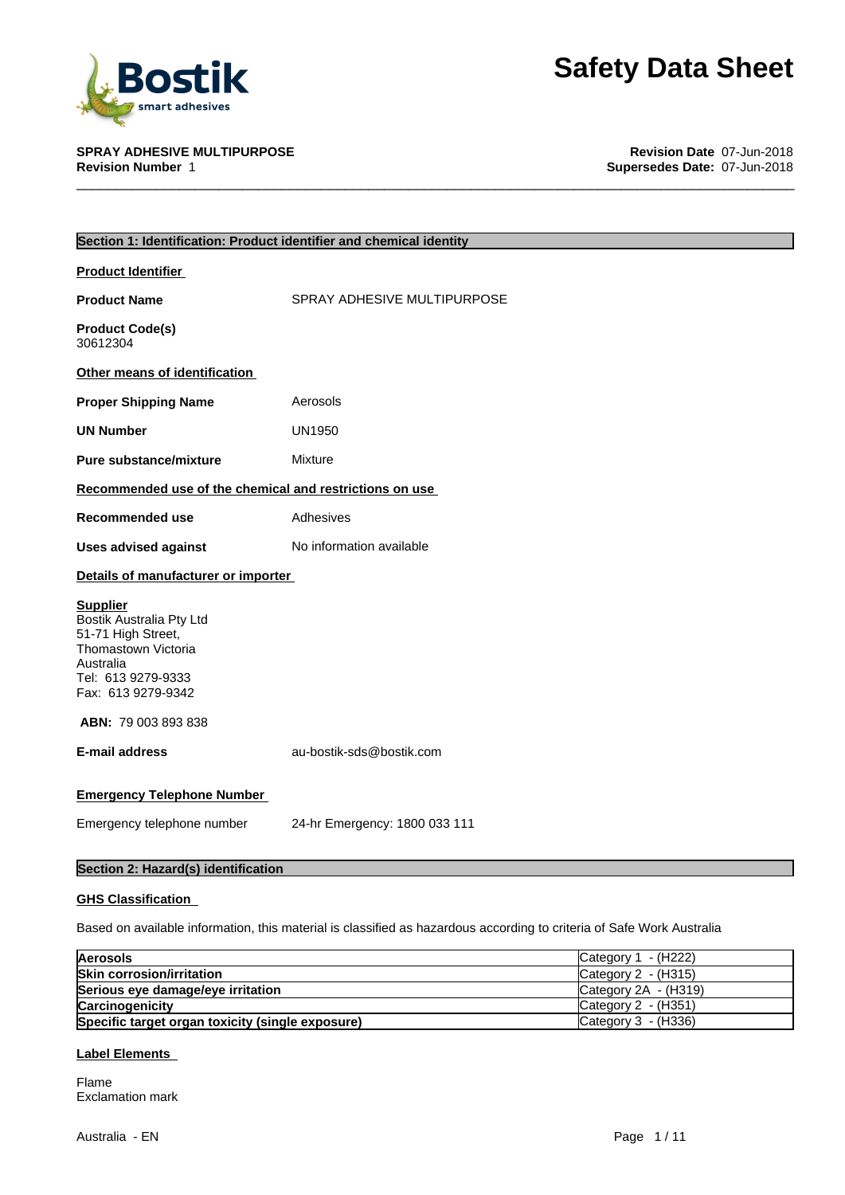# Safety Data Sheet

**SPRAY ADHESIVE MULTIPURPOSE**
**Revision Number** 1

**Revision Date** 07-Jun-2018
**Supersedes Date:** 07-Jun-2018

## Section 1: Identification: Product identifier and chemical identity

**Product Identifier**

**Product Name** SPRAY ADHESIVE MULTIPURPOSE

**Product Code(s)**
30612304

**Other means of identification**

**Proper Shipping Name** Aerosols

**UN Number** UN1950

**Pure substance/mixture** Mixture

**Recommended use of the chemical and restrictions on use**

**Recommended use** Adhesives

**Uses advised against** No information available

**Details of manufacturer or importer**

**Supplier**
Bostik Australia Pty Ltd
51-71 High Street,
Thomastown Victoria
Australia
Tel: 613 9279-9333
Fax: 613 9279-9342

**ABN:** 79 003 893 838

**E-mail address** au-bostik-sds@bostik.com

**Emergency Telephone Number**

Emergency telephone number 24-hr Emergency: 1800 033 111

## Section 2: Hazard(s) identification

**GHS Classification**

Based on available information, this material is classified as hazardous according to criteria of Safe Work Australia

| | |
|---|---|
| **Aerosols** | Category 1 - (H222) |
| **Skin corrosion/irritation** | Category 2 - (H315) |
| **Serious eye damage/eye irritation** | Category 2A - (H319) |
| **Carcinogenicity** | Category 2 - (H351) |
| **Specific target organ toxicity (single exposure)** | Category 3 - (H336) |

**Label Elements**

Flame
Exclamation mark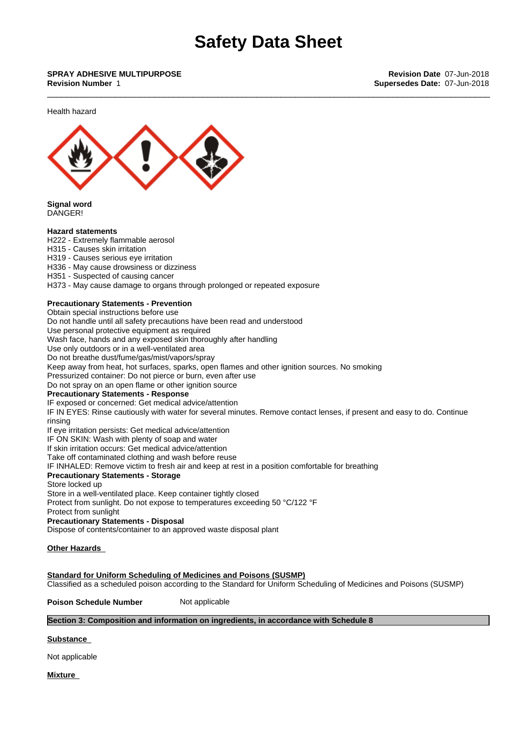**SPRAY ADHESIVE MULTIPURPOSE**
**Revision Number** 1

**Revision Date** 07-Jun-2018
**Supersedes Date:** 07-Jun-2018

Health hazard

**Signal word**
DANGER!

**Hazard statements**
H222 - Extremely flammable aerosol
H315 - Causes skin irritation
H319 - Causes serious eye irritation
H336 - May cause drowsiness or dizziness
H351 - Suspected of causing cancer
H373 - May cause damage to organs through prolonged or repeated exposure

**Precautionary Statements - Prevention**
Obtain special instructions before use
Do not handle until all safety precautions have been read and understood
Use personal protective equipment as required
Wash face, hands and any exposed skin thoroughly after handling
Use only outdoors or in a well-ventilated area
Do not breathe dust/fume/gas/mist/vapors/spray
Keep away from heat, hot surfaces, sparks, open flames and other ignition sources. No smoking
Pressurized container: Do not pierce or burn, even after use
Do not spray on an open flame or other ignition source

**Precautionary Statements - Response**
IF exposed or concerned: Get medical advice/attention
IF IN EYES: Rinse cautiously with water for several minutes. Remove contact lenses, if present and easy to do. Continue rinsing
If eye irritation persists: Get medical advice/attention
IF ON SKIN: Wash with plenty of soap and water
If skin irritation occurs: Get medical advice/attention
Take off contaminated clothing and wash before reuse
IF INHALED: Remove victim to fresh air and keep at rest in a position comfortable for breathing

**Precautionary Statements - Storage**
Store locked up
Store in a well-ventilated place. Keep container tightly closed
Protect from sunlight. Do not expose to temperatures exceeding 50 °C/122 °F
Protect from sunlight

**Precautionary Statements - Disposal**
Dispose of contents/container to an approved waste disposal plant

**Other Hazards**

**Standard for Uniform Scheduling of Medicines and Poisons (SUSMP)**
Classified as a scheduled poison according to the Standard for Uniform Scheduling of Medicines and Poisons (SUSMP)

**Poison Schedule Number** Not applicable

## Section 3: Composition and information on ingredients, in accordance with Schedule 8

**Substance**

Not applicable

**Mixture**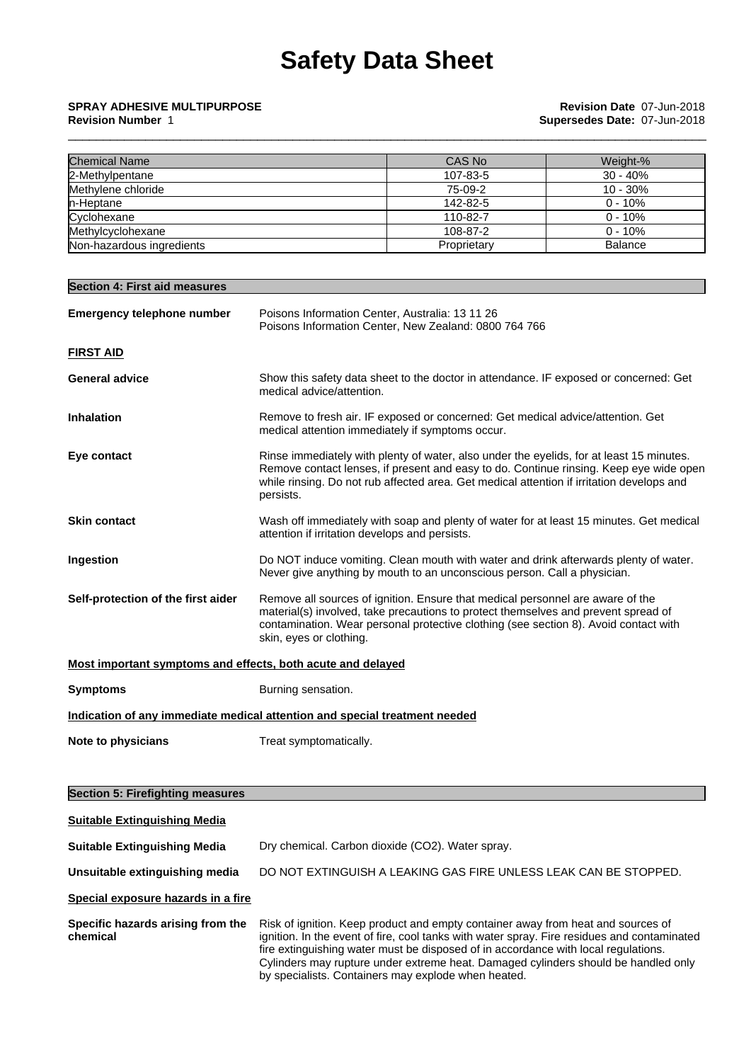| Chemical Name | CAS No | Weight-% |
|---|---|---|
| 2-Methylpentane | 107-83-5 | 30 - 40% |
| Methylene chloride | 75-09-2 | 10 - 30% |
| n-Heptane | 142-82-5 | 0 - 10% |
| Cyclohexane | 110-82-7 | 0 - 10% |
| Methylcyclohexane | 108-87-2 | 0 - 10% |
| Non-hazardous ingredients | Proprietary | Balance |

## Section 4: First aid measures

**Emergency telephone number** Poisons Information Center, Australia: 13 11 26
Poisons Information Center, New Zealand: 0800 764 766

### FIRST AID

**General advice** Show this safety data sheet to the doctor in attendance. IF exposed or concerned: Get medical advice/attention.

**Inhalation** Remove to fresh air. IF exposed or concerned: Get medical advice/attention. Get medical attention immediately if symptoms occur.

**Eye contact** Rinse immediately with plenty of water, also under the eyelids, for at least 15 minutes. Remove contact lenses, if present and easy to do. Continue rinsing. Keep eye wide open while rinsing. Do not rub affected area. Get medical attention if irritation develops and persists.

**Skin contact** Wash off immediately with soap and plenty of water for at least 15 minutes. Get medical attention if irritation develops and persists.

**Ingestion** Do NOT induce vomiting. Clean mouth with water and drink afterwards plenty of water. Never give anything by mouth to an unconscious person. Call a physician.

**Self-protection of the first aider** Remove all sources of ignition. Ensure that medical personnel are aware of the material(s) involved, take precautions to protect themselves and prevent spread of contamination. Wear personal protective clothing (see section 8). Avoid contact with skin, eyes or clothing.

### Most important symptoms and effects, both acute and delayed

**Symptoms** Burning sensation.

### Indication of any immediate medical attention and special treatment needed

**Note to physicians** Treat symptomatically.

## Section 5: Firefighting measures

### Suitable Extinguishing Media

**Suitable Extinguishing Media** Dry chemical. Carbon dioxide ($CO_2$). Water spray.

**Unsuitable extinguishing media** DO NOT EXTINGUISH A LEAKING GAS FIRE UNLESS LEAK CAN BE STOPPED.

### Special exposure hazards in a fire

**Specific hazards arising from the chemical** Risk of ignition. Keep product and empty container away from heat and sources of ignition. In the event of fire, cool tanks with water spray. Fire residues and contaminated fire extinguishing water must be disposed of in accordance with local regulations. Cylinders may rupture under extreme heat. Damaged cylinders should be handled only by specialists. Containers may explode when heated.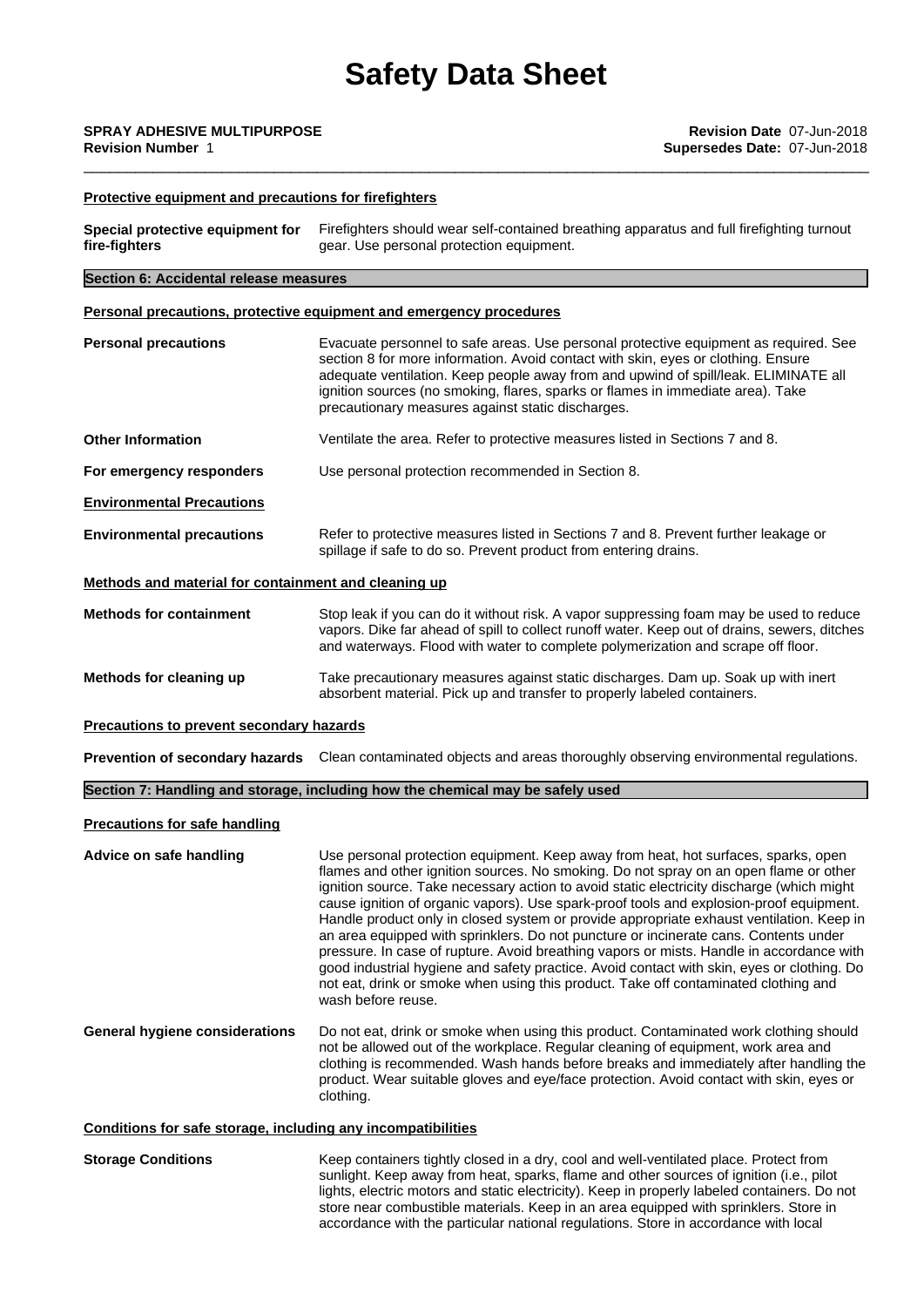#### Protective equipment and precautions for firefighters

**Special protective equipment for fire-fighters** Firefighters should wear self-contained breathing apparatus and full firefighting turnout gear. Use personal protection equipment.

## Section 6: Accidental release measures

#### Personal precautions, protective equipment and emergency procedures

**Personal precautions** Evacuate personnel to safe areas. Use personal protective equipment as required. See section 8 for more information. Avoid contact with skin, eyes or clothing. Ensure adequate ventilation. Keep people away from and upwind of spill/leak. ELIMINATE all ignition sources (no smoking, flares, sparks or flames in immediate area). Take precautionary measures against static discharges.

**Other Information** Ventilate the area. Refer to protective measures listed in Sections 7 and 8.

**For emergency responders** Use personal protection recommended in Section 8.

#### Environmental Precautions

**Environmental precautions** Refer to protective measures listed in Sections 7 and 8. Prevent further leakage or spillage if safe to do so. Prevent product from entering drains.

#### Methods and material for containment and cleaning up

**Methods for containment** Stop leak if you can do it without risk. A vapor suppressing foam may be used to reduce vapors. Dike far ahead of spill to collect runoff water. Keep out of drains, sewers, ditches and waterways. Flood with water to complete polymerization and scrape off floor.

**Methods for cleaning up** Take precautionary measures against static discharges. Dam up. Soak up with inert absorbent material. Pick up and transfer to properly labeled containers.

#### Precautions to prevent secondary hazards

**Prevention of secondary hazards** Clean contaminated objects and areas thoroughly observing environmental regulations.

## Section 7: Handling and storage, including how the chemical may be safely used

#### Precautions for safe handling

**Advice on safe handling** Use personal protection equipment. Keep away from heat, hot surfaces, sparks, open flames and other ignition sources. No smoking. Do not spray on an open flame or other ignition source. Take necessary action to avoid static electricity discharge (which might cause ignition of organic vapors). Use spark-proof tools and explosion-proof equipment. Handle product only in closed system or provide appropriate exhaust ventilation. Keep in an area equipped with sprinklers. Do not puncture or incinerate cans. Contents under pressure. In case of rupture. Avoid breathing vapors or mists. Handle in accordance with good industrial hygiene and safety practice. Avoid contact with skin, eyes or clothing. Do not eat, drink or smoke when using this product. Take off contaminated clothing and wash before reuse.

**General hygiene considerations** Do not eat, drink or smoke when using this product. Contaminated work clothing should not be allowed out of the workplace. Regular cleaning of equipment, work area and clothing is recommended. Wash hands before breaks and immediately after handling the product. Wear suitable gloves and eye/face protection. Avoid contact with skin, eyes or clothing.

#### Conditions for safe storage, including any incompatibilities

**Storage Conditions** Keep containers tightly closed in a dry, cool and well-ventilated place. Protect from sunlight. Keep away from heat, sparks, flame and other sources of ignition (i.e., pilot lights, electric motors and static electricity). Keep in properly labeled containers. Do not store near combustible materials. Keep in an area equipped with sprinklers. Store in accordance with the particular national regulations. Store in accordance with local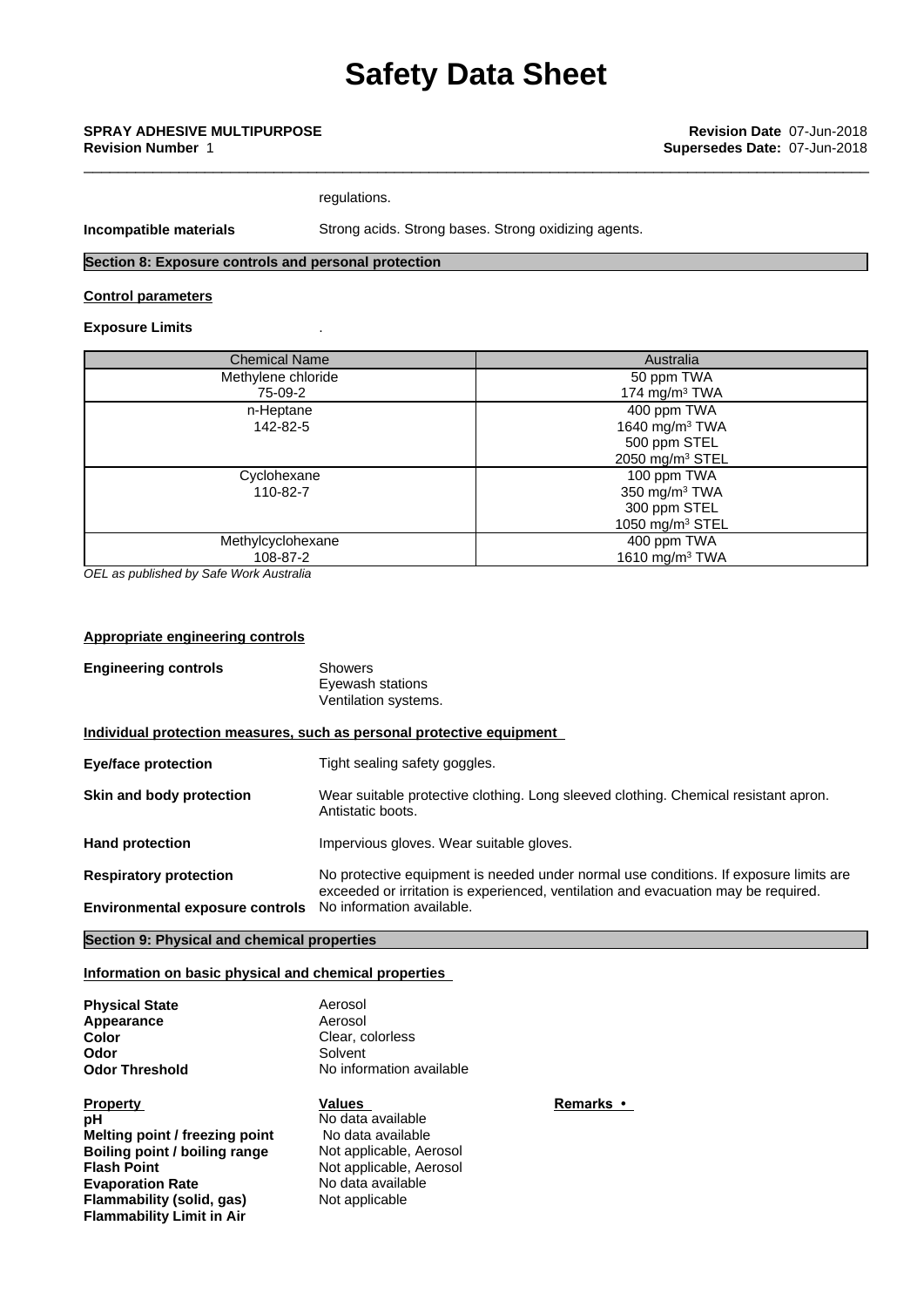regulations.

**Incompatible materials** Strong acids. Strong bases. Strong oxidizing agents.

## Section 8: Exposure controls and personal protection

### Control parameters

**Exposure Limits** .

| Chemical Name | Australia |
|---|---|
| Methylene chloride<br>75-09-2 | 50 ppm TWA<br>174 mg/m³ TWA |
| n-Heptane<br>142-82-5 | 400 ppm TWA<br>1640 mg/m³ TWA<br>500 ppm STEL<br>2050 mg/m³ STEL |
| Cyclohexane<br>110-82-7 | 100 ppm TWA<br>350 mg/m³ TWA<br>300 ppm STEL<br>1050 mg/m³ STEL |
| Methylcyclohexane<br>108-87-2 | 400 ppm TWA<br>1610 mg/m³ TWA |

*OEL as published by Safe Work Australia*

### Appropriate engineering controls

**Engineering controls** Showers
Eyewash stations
Ventilation systems.

### Individual protection measures, such as personal protective equipment

**Eye/face protection** Tight sealing safety goggles.

**Skin and body protection** Wear suitable protective clothing. Long sleeved clothing. Chemical resistant apron. Antistatic boots.

**Hand protection** Impervious gloves. Wear suitable gloves.

**Respiratory protection** No protective equipment is needed under normal use conditions. If exposure limits are exceeded or irritation is experienced, ventilation and evacuation may be required.

**Environmental exposure controls** No information available.

## Section 9: Physical and chemical properties

### Information on basic physical and chemical properties

**Physical State** Aerosol
**Appearance** Aerosol
**Color** Clear, colorless
**Odor** Solvent
**Odor Threshold** No information available

| Property | Values | Remarks • |
|---|---|---|
| **pH** | No data available | |
| **Melting point / freezing point** | No data available | |
| **Boiling point / boiling range** | Not applicable, Aerosol | |
| **Flash Point** | Not applicable, Aerosol | |
| **Evaporation Rate** | No data available | |
| **Flammability (solid, gas)** | Not applicable | |
| **Flammability Limit in Air** | | |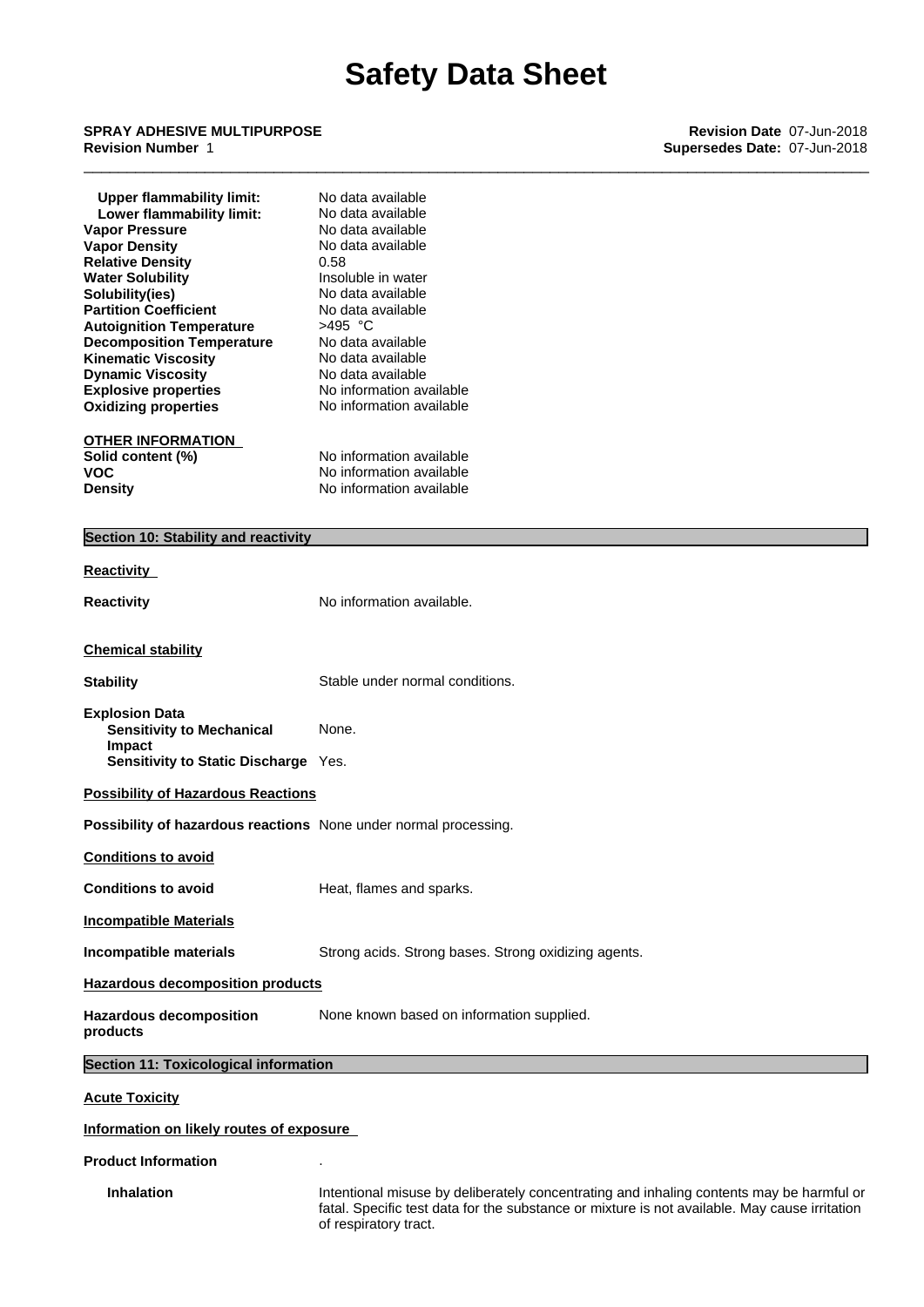| | |
|---|---|
| **Upper flammability limit:** | No data available |
| **Lower flammability limit:** | No data available |
| **Vapor Pressure** | No data available |
| **Vapor Density** | No data available |
| **Relative Density** | 0.58 |
| **Water Solubility** | Insoluble in water |
| **Solubility(ies)** | No data available |
| **Partition Coefficient** | No data available |
| **Autoignition Temperature** | >495 °C |
| **Decomposition Temperature** | No data available |
| **Kinematic Viscosity** | No data available |
| **Dynamic Viscosity** | No data available |
| **Explosive properties** | No information available |
| **Oxidizing properties** | No information available |

**OTHER INFORMATION**

| | |
|---|---|
| **Solid content (%)** | No information available |
| **VOC** | No information available |
| **Density** | No information available |

## Section 10: Stability and reactivity

**Reactivity**

**Reactivity** — No information available.

**Chemical stability**

**Stability** — Stable under normal conditions.

**Explosion Data**
- **Sensitivity to Mechanical Impact** — None.
- **Sensitivity to Static Discharge** — Yes.

**Possibility of Hazardous Reactions**

**Possibility of hazardous reactions** — None under normal processing.

**Conditions to avoid**

**Conditions to avoid** — Heat, flames and sparks.

**Incompatible Materials**

**Incompatible materials** — Strong acids. Strong bases. Strong oxidizing agents.

**Hazardous decomposition products**

**Hazardous decomposition products** — None known based on information supplied.

## Section 11: Toxicological information

**Acute Toxicity**

**Information on likely routes of exposure**

**Product Information** — .

**Inhalation** — Intentional misuse by deliberately concentrating and inhaling contents may be harmful or fatal. Specific test data for the substance or mixture is not available. May cause irritation of respiratory tract.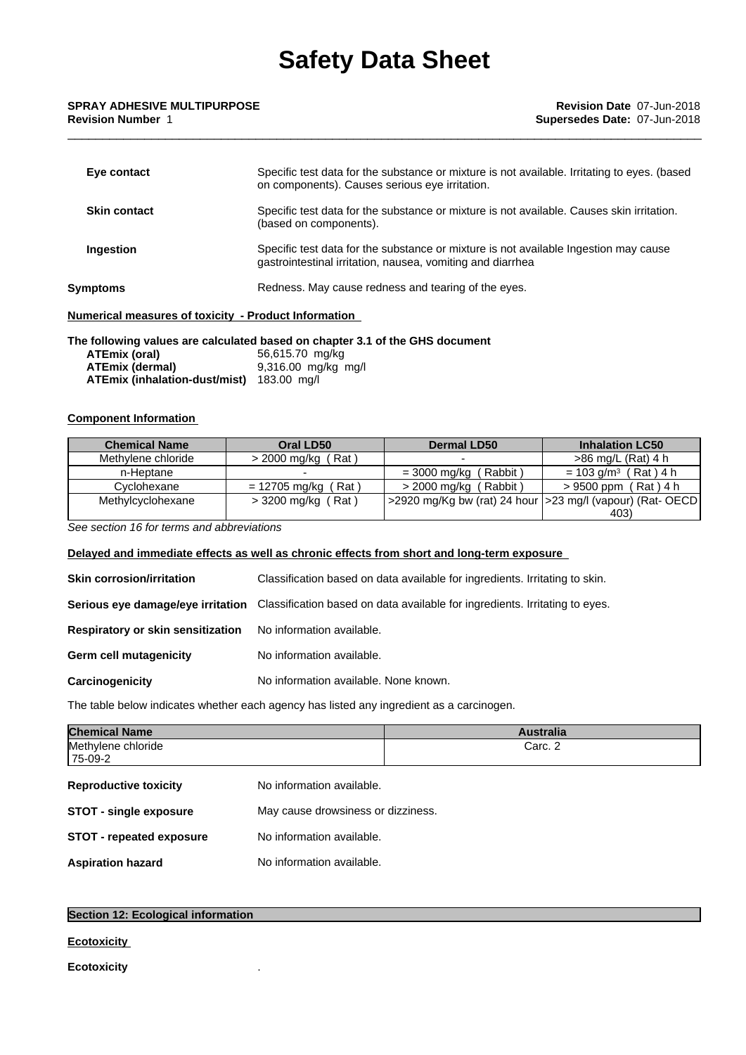| | |
|---|---|
| **Eye contact** | Specific test data for the substance or mixture is not available. Irritating to eyes. (based on components). Causes serious eye irritation. |
| **Skin contact** | Specific test data for the substance or mixture is not available. Causes skin irritation. (based on components). |
| **Ingestion** | Specific test data for the substance or mixture is not available Ingestion may cause gastrointestinal irritation, nausea, vomiting and diarrhea |
| **Symptoms** | Redness. May cause redness and tearing of the eyes. |

**Numerical measures of toxicity - Product Information**

**The following values are calculated based on chapter 3.1 of the GHS document**

| | |
|---|---|
| **ATEmix (oral)** | 56,615.70 mg/kg |
| **ATEmix (dermal)** | 9,316.00 mg/kg mg/l |
| **ATEmix (inhalation-dust/mist)** | 183.00 mg/l |

**Component Information**

| Chemical Name | Oral LD50 | Dermal LD50 | Inhalation LC50 |
|---|---|---|---|
| Methylene chloride | > 2000 mg/kg ( Rat ) | - | >86 mg/L (Rat) 4 h |
| n-Heptane | - | = 3000 mg/kg ( Rabbit ) | = 103 g/m³ ( Rat ) 4 h |
| Cyclohexane | = 12705 mg/kg ( Rat ) | > 2000 mg/kg ( Rabbit ) | > 9500 ppm ( Rat ) 4 h |
| Methylcyclohexane | > 3200 mg/kg ( Rat ) | >2920 mg/Kg bw (rat) 24 hour | >23 mg/l (vapour) (Rat- OECD 403) |

*See section 16 for terms and abbreviations*

**Delayed and immediate effects as well as chronic effects from short and long-term exposure**

| | |
|---|---|
| **Skin corrosion/irritation** | Classification based on data available for ingredients. Irritating to skin. |
| **Serious eye damage/eye irritation** | Classification based on data available for ingredients. Irritating to eyes. |
| **Respiratory or skin sensitization** | No information available. |
| **Germ cell mutagenicity** | No information available. |
| **Carcinogenicity** | No information available. None known. |

The table below indicates whether each agency has listed any ingredient as a carcinogen.

| Chemical Name | Australia |
|---|---|
| Methylene chloride 75-09-2 | Carc. 2 |

| | |
|---|---|
| **Reproductive toxicity** | No information available. |
| **STOT - single exposure** | May cause drowsiness or dizziness. |
| **STOT - repeated exposure** | No information available. |
| **Aspiration hazard** | No information available. |

## Section 12: Ecological information

**Ecotoxicity**

**Ecotoxicity** .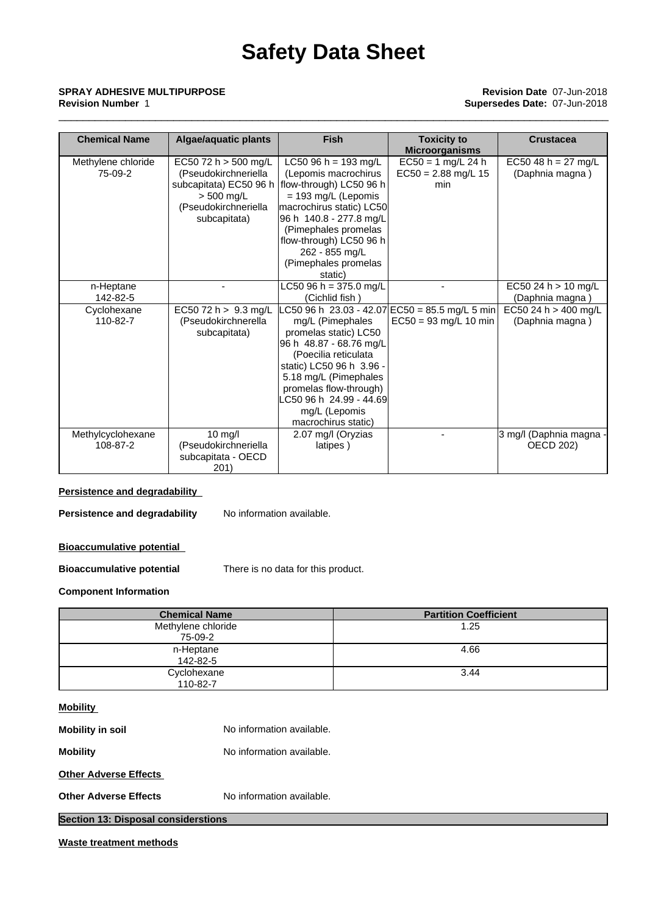| Chemical Name | Algae/aquatic plants | Fish | Toxicity to Microorganisms | Crustacea |
|---|---|---|---|---|
| Methylene chloride 75-09-2 | EC50 72 h > 500 mg/L (Pseudokirchneriella subcapitata) EC50 96 h > 500 mg/L (Pseudokirchneriella subcapitata) | LC50 96 h = 193 mg/L (Lepomis macrochirus flow-through) LC50 96 h = 193 mg/L (Lepomis macrochirus static) LC50 96 h 140.8 - 277.8 mg/L (Pimephales promelas flow-through) LC50 96 h 262 - 855 mg/L (Pimephales promelas static) | EC50 = 1 mg/L 24 h EC50 = 2.88 mg/L 15 min | EC50 48 h = 27 mg/L (Daphnia magna ) |
| n-Heptane 142-82-5 | - | LC50 96 h = 375.0 mg/L (Cichlid fish ) | - | EC50 24 h > 10 mg/L (Daphnia magna ) |
| Cyclohexane 110-82-7 | EC50 72 h > 9.3 mg/L (Pseudokirchnerella subcapitata) | LC50 96 h 23.03 - 42.07 mg/L (Pimephales promelas static) LC50 96 h 48.87 - 68.76 mg/L (Poecilia reticulata static) LC50 96 h 3.96 - 5.18 mg/L (Pimephales promelas flow-through) LC50 96 h 24.99 - 44.69 mg/L (Lepomis macrochirus static) | EC50 = 85.5 mg/L 5 min EC50 = 93 mg/L 10 min | EC50 24 h > 400 mg/L (Daphnia magna ) |
| Methylcyclohexane 108-87-2 | 10 mg/l (Pseudokirchneriella subcapitata - OECD 201) | 2.07 mg/l (Oryzias latipes ) | - | 3 mg/l (Daphnia magna - OECD 202) |

**Persistence and degradability**

**Persistence and degradability** No information available.

**Bioaccumulative potential**

**Bioaccumulative potential** There is no data for this product.

**Component Information**

| Chemical Name | Partition Coefficient |
|---|---|
| Methylene chloride 75-09-2 | 1.25 |
| n-Heptane 142-82-5 | 4.66 |
| Cyclohexane 110-82-7 | 3.44 |

**Mobility**

**Mobility in soil** No information available.

**Mobility** No information available.

**Other Adverse Effects**

**Other Adverse Effects** No information available.

## Section 13: Disposal considerstions

**Waste treatment methods**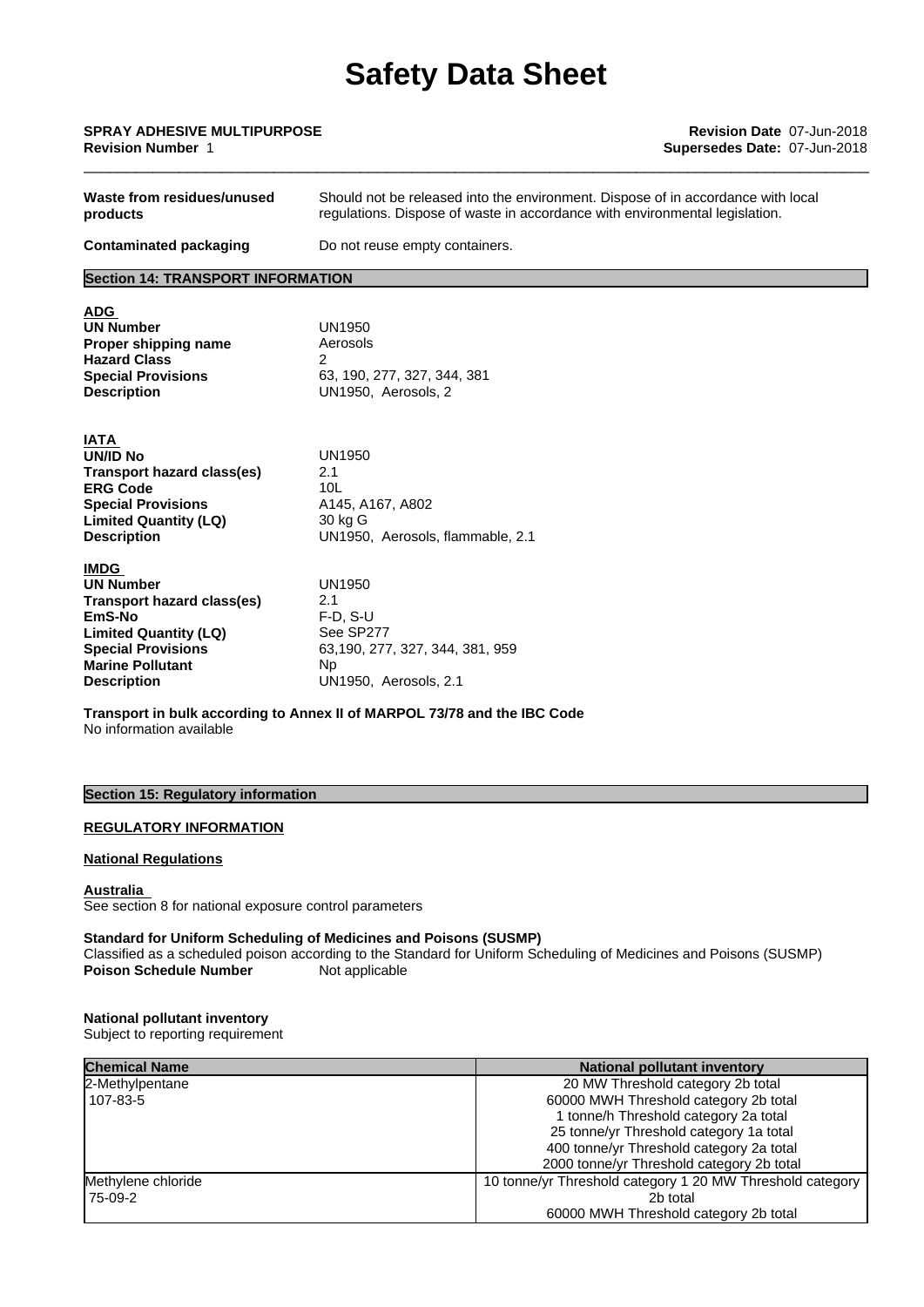| | |
|---|---|
| **Waste from residues/unused products** | Should not be released into the environment. Dispose of in accordance with local regulations. Dispose of waste in accordance with environmental legislation. |
| **Contaminated packaging** | Do not reuse empty containers. |

## Section 14: TRANSPORT INFORMATION

**ADG**

| | |
|---|---|
| **UN Number** | UN1950 |
| **Proper shipping name** | Aerosols |
| **Hazard Class** | 2 |
| **Special Provisions** | 63, 190, 277, 327, 344, 381 |
| **Description** | UN1950, Aerosols, 2 |

**IATA**

| | |
|---|---|
| **UN/ID No** | UN1950 |
| **Transport hazard class(es)** | 2.1 |
| **ERG Code** | 10L |
| **Special Provisions** | A145, A167, A802 |
| **Limited Quantity (LQ)** | 30 kg G |
| **Description** | UN1950, Aerosols, flammable, 2.1 |

**IMDG**

| | |
|---|---|
| **UN Number** | UN1950 |
| **Transport hazard class(es)** | 2.1 |
| **EmS-No** | F-D, S-U |
| **Limited Quantity (LQ)** | See SP277 |
| **Special Provisions** | 63,190, 277, 327, 344, 381, 959 |
| **Marine Pollutant** | Np |
| **Description** | UN1950, Aerosols, 2.1 |

**Transport in bulk according to Annex II of MARPOL 73/78 and the IBC Code**
No information available

## Section 15: Regulatory information

**REGULATORY INFORMATION**

**National Regulations**

**Australia**
See section 8 for national exposure control parameters

**Standard for Uniform Scheduling of Medicines and Poisons (SUSMP)**
Classified as a scheduled poison according to the Standard for Uniform Scheduling of Medicines and Poisons (SUSMP)
**Poison Schedule Number** Not applicable

**National pollutant inventory**
Subject to reporting requirement

| Chemical Name | National pollutant inventory |
|---|---|
| 2-Methylpentane<br>107-83-5 | 20 MW Threshold category 2b total<br>60000 MWH Threshold category 2b total<br>1 tonne/h Threshold category 2a total<br>25 tonne/yr Threshold category 1a total<br>400 tonne/yr Threshold category 2a total<br>2000 tonne/yr Threshold category 2b total |
| Methylene chloride<br>75-09-2 | 10 tonne/yr Threshold category 1 20 MW Threshold category 2b total<br>60000 MWH Threshold category 2b total |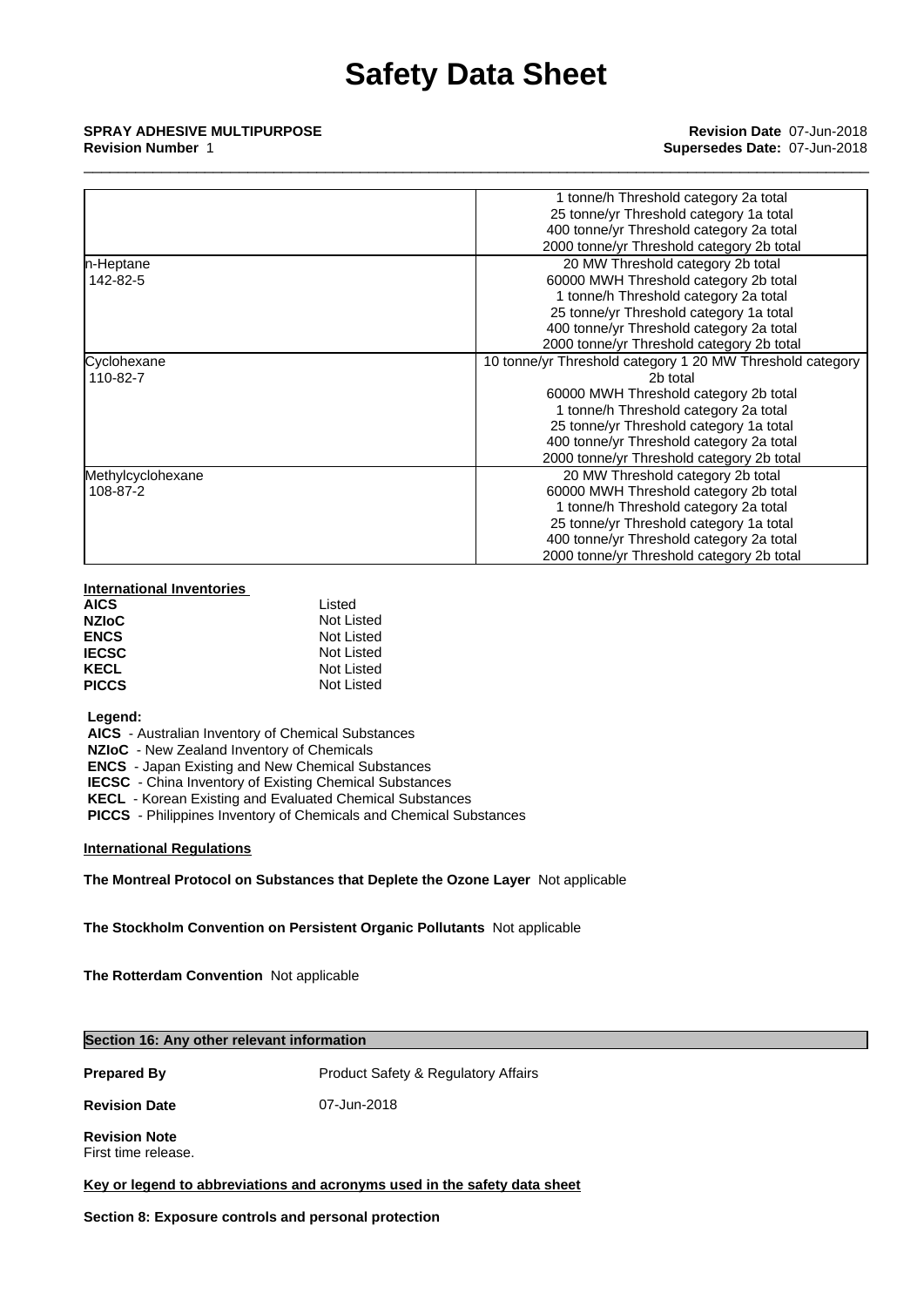| | |
|---|---|
| | 1 tonne/h Threshold category 2a total<br>25 tonne/yr Threshold category 1a total<br>400 tonne/yr Threshold category 2a total<br>2000 tonne/yr Threshold category 2b total |
| n-Heptane<br>142-82-5 | 20 MW Threshold category 2b total<br>60000 MWH Threshold category 2b total<br>1 tonne/h Threshold category 2a total<br>25 tonne/yr Threshold category 1a total<br>400 tonne/yr Threshold category 2a total<br>2000 tonne/yr Threshold category 2b total |
| Cyclohexane<br>110-82-7 | 10 tonne/yr Threshold category 1 20 MW Threshold category 2b total<br>60000 MWH Threshold category 2b total<br>1 tonne/h Threshold category 2a total<br>25 tonne/yr Threshold category 1a total<br>400 tonne/yr Threshold category 2a total<br>2000 tonne/yr Threshold category 2b total |
| Methylcyclohexane<br>108-87-2 | 20 MW Threshold category 2b total<br>60000 MWH Threshold category 2b total<br>1 tonne/h Threshold category 2a total<br>25 tonne/yr Threshold category 1a total<br>400 tonne/yr Threshold category 2a total<br>2000 tonne/yr Threshold category 2b total |

**International Inventories**

| | |
|---|---|
| **AICS** | Listed |
| **NZIoC** | Not Listed |
| **ENCS** | Not Listed |
| **IECSC** | Not Listed |
| **KECL** | Not Listed |
| **PICCS** | Not Listed |

**Legend:**

**AICS** - Australian Inventory of Chemical Substances
**NZIoC** - New Zealand Inventory of Chemicals
**ENCS** - Japan Existing and New Chemical Substances
**IECSC** - China Inventory of Existing Chemical Substances
**KECL** - Korean Existing and Evaluated Chemical Substances
**PICCS** - Philippines Inventory of Chemicals and Chemical Substances

**International Regulations**

**The Montreal Protocol on Substances that Deplete the Ozone Layer** Not applicable

**The Stockholm Convention on Persistent Organic Pollutants** Not applicable

**The Rotterdam Convention** Not applicable

## Section 16: Any other relevant information

**Prepared By** Product Safety & Regulatory Affairs

**Revision Date** 07-Jun-2018

**Revision Note**
First time release.

**Key or legend to abbreviations and acronyms used in the safety data sheet**

**Section 8: Exposure controls and personal protection**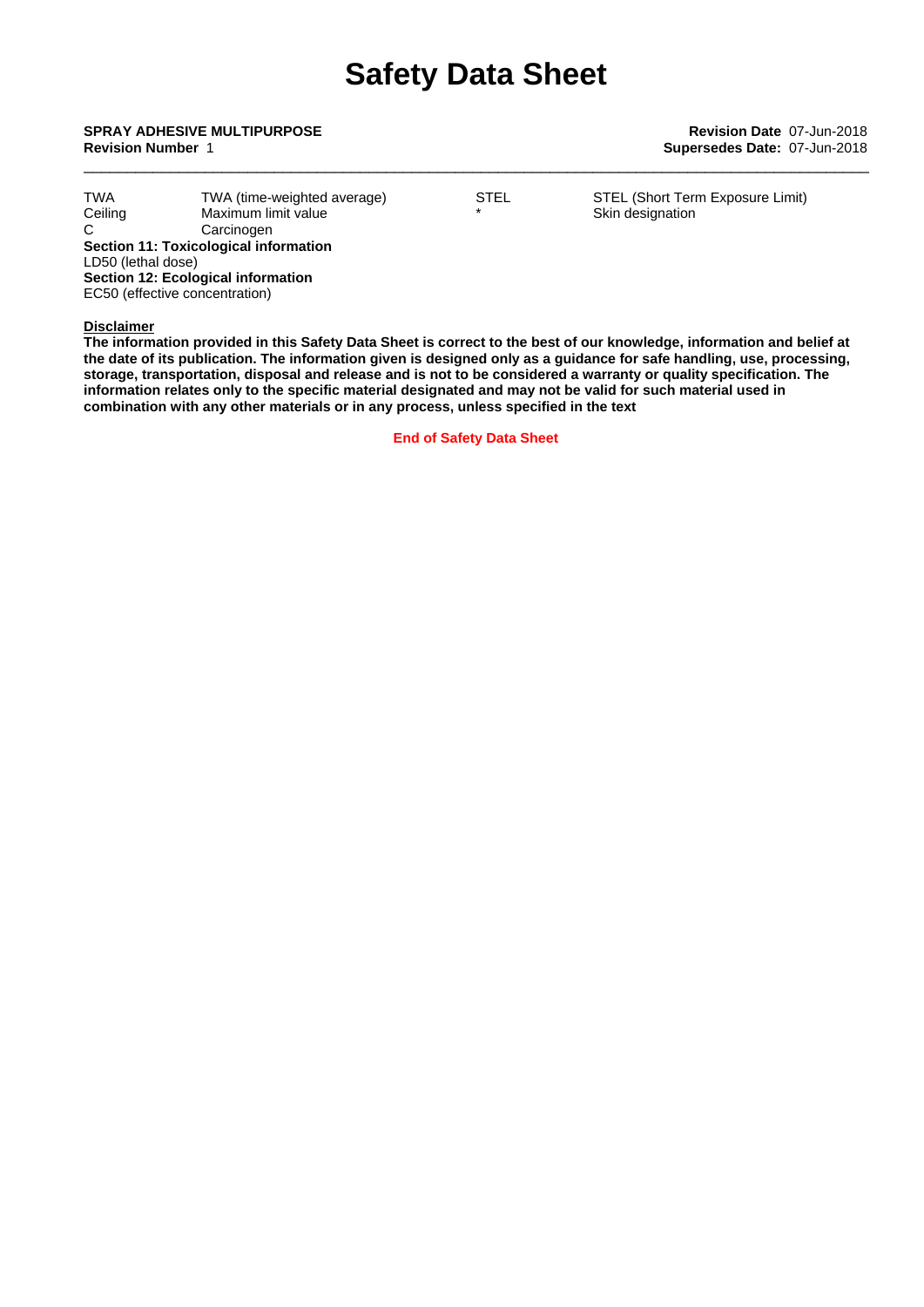| | | | |
|---|---|---|---|
| TWA | TWA (time-weighted average) | STEL | STEL (Short Term Exposure Limit) |
| Ceiling | Maximum limit value | * | Skin designation |
| C | Carcinogen | | |

**Section 11: Toxicological information**

LD50 (lethal dose)

**Section 12: Ecological information**

EC50 (effective concentration)

**Disclaimer**

**The information provided in this Safety Data Sheet is correct to the best of our knowledge, information and belief at the date of its publication. The information given is designed only as a guidance for safe handling, use, processing, storage, transportation, disposal and release and is not to be considered a warranty or quality specification. The information relates only to the specific material designated and may not be valid for such material used in combination with any other materials or in any process, unless specified in the text**

**End of Safety Data Sheet**